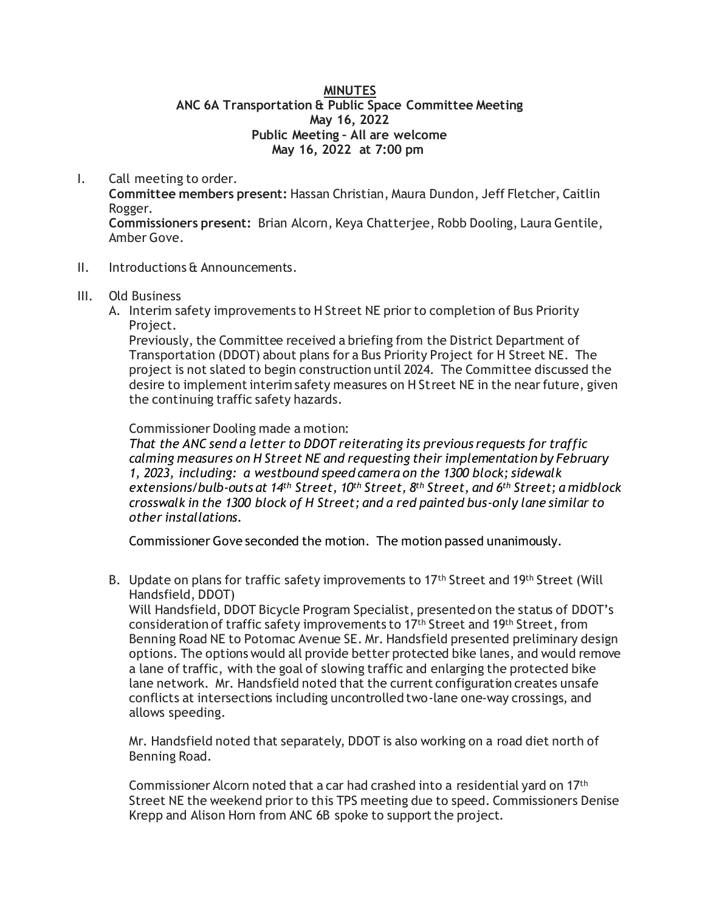**MINUTES**
**ANC 6A Transportation & Public Space Committee Meeting**
**May 16, 2022**
**Public Meeting – All are welcome**
**May 16, 2022 at 7:00 pm**

I. Call meeting to order.
**Committee members present:** Hassan Christian, Maura Dundon, Jeff Fletcher, Caitlin Rogger.
**Commissioners present:** Brian Alcorn, Keya Chatterjee, Robb Dooling, Laura Gentile, Amber Gove.

II. Introductions & Announcements.

III. Old Business

A. Interim safety improvements to H Street NE prior to completion of Bus Priority Project.
Previously, the Committee received a briefing from the District Department of Transportation (DDOT) about plans for a Bus Priority Project for H Street NE. The project is not slated to begin construction until 2024. The Committee discussed the desire to implement interim safety measures on H Street NE in the near future, given the continuing traffic safety hazards.

Commissioner Dooling made a motion:
*That the ANC send a letter to DDOT reiterating its previous requests for traffic calming measures on H Street NE and requesting their implementation by February 1, 2023, including: a westbound speed camera on the 1300 block; sidewalk extensions/bulb-outs at 14th Street, 10th Street, 8th Street, and 6th Street; a midblock crosswalk in the 1300 block of H Street; and a red painted bus-only lane similar to other installations.*

Commissioner Gove seconded the motion. The motion passed unanimously.

B. Update on plans for traffic safety improvements to 17th Street and 19th Street (Will Handsfield, DDOT)
Will Handsfield, DDOT Bicycle Program Specialist, presented on the status of DDOT's consideration of traffic safety improvements to 17th Street and 19th Street, from Benning Road NE to Potomac Avenue SE. Mr. Handsfield presented preliminary design options. The options would all provide better protected bike lanes, and would remove a lane of traffic, with the goal of slowing traffic and enlarging the protected bike lane network. Mr. Handsfield noted that the current configuration creates unsafe conflicts at intersections including uncontrolled two-lane one-way crossings, and allows speeding.

Mr. Handsfield noted that separately, DDOT is also working on a road diet north of Benning Road.

Commissioner Alcorn noted that a car had crashed into a residential yard on 17th Street NE the weekend prior to this TPS meeting due to speed. Commissioners Denise Krepp and Alison Horn from ANC 6B spoke to support the project.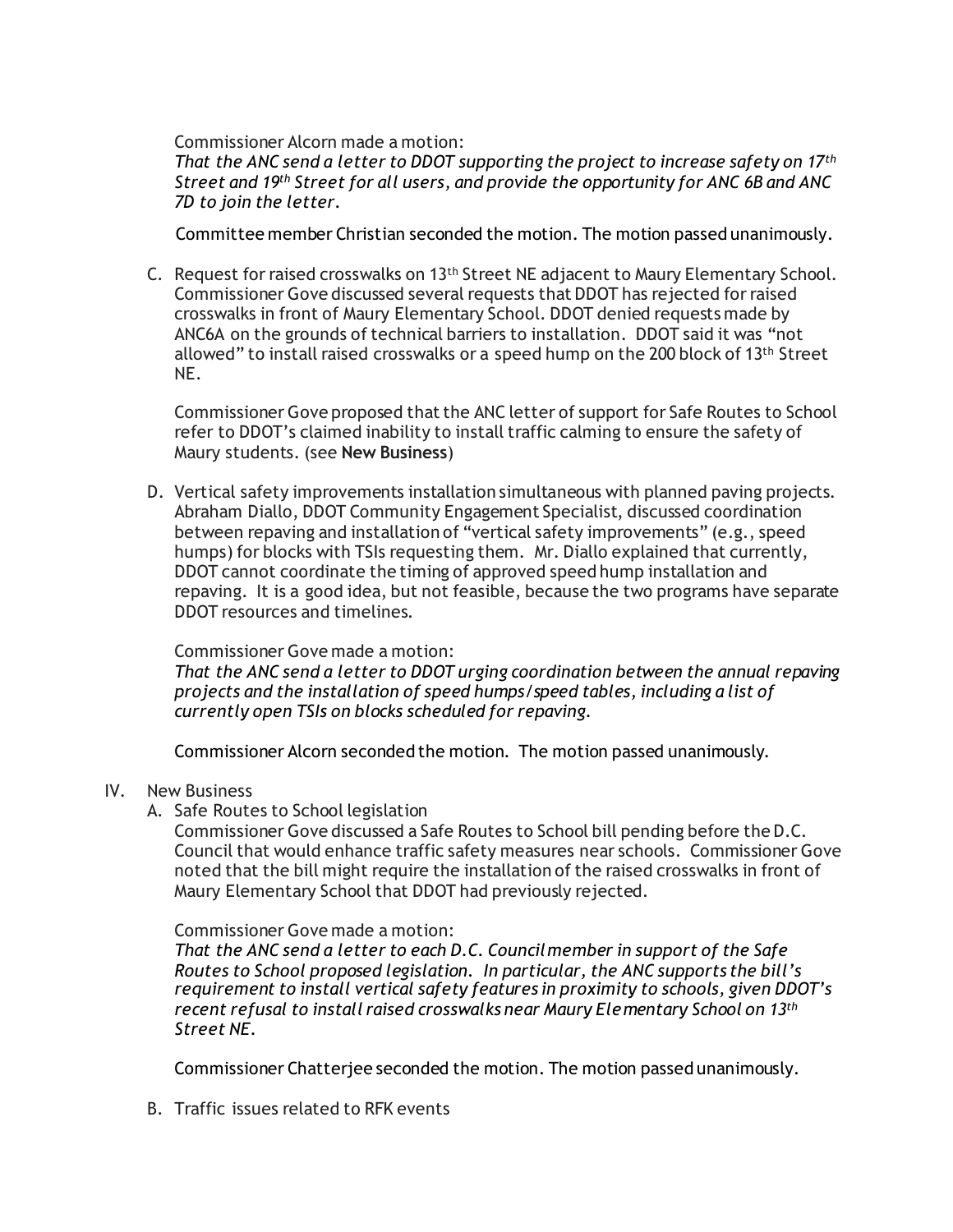Commissioner Alcorn made a motion:
*That the ANC send a letter to DDOT supporting the project to increase safety on 17th Street and 19th Street for all users, and provide the opportunity for ANC 6B and ANC 7D to join the letter.*

Committee member Christian seconded the motion. The motion passed unanimously.

C. Request for raised crosswalks on 13th Street NE adjacent to Maury Elementary School. Commissioner Gove discussed several requests that DDOT has rejected for raised crosswalks in front of Maury Elementary School. DDOT denied requests made by ANC6A on the grounds of technical barriers to installation. DDOT said it was "not allowed" to install raised crosswalks or a speed hump on the 200 block of 13th Street NE.

   Commissioner Gove proposed that the ANC letter of support for Safe Routes to School refer to DDOT's claimed inability to install traffic calming to ensure the safety of Maury students. (see **New Business**)

D. Vertical safety improvements installation simultaneous with planned paving projects. Abraham Diallo, DDOT Community Engagement Specialist, discussed coordination between repaving and installation of "vertical safety improvements" (e.g., speed humps) for blocks with TSIs requesting them. Mr. Diallo explained that currently, DDOT cannot coordinate the timing of approved speed hump installation and repaving. It is a good idea, but not feasible, because the two programs have separate DDOT resources and timelines.

   Commissioner Gove made a motion:
   *That the ANC send a letter to DDOT urging coordination between the annual repaving projects and the installation of speed humps/speed tables, including a list of currently open TSIs on blocks scheduled for repaving.*

   Commissioner Alcorn seconded the motion. The motion passed unanimously.

IV. New Business

A. Safe Routes to School legislation
   Commissioner Gove discussed a Safe Routes to School bill pending before the D.C. Council that would enhance traffic safety measures near schools. Commissioner Gove noted that the bill might require the installation of the raised crosswalks in front of Maury Elementary School that DDOT had previously rejected.

   Commissioner Gove made a motion:
   *That the ANC send a letter to each D.C. Councilmember in support of the Safe Routes to School proposed legislation. In particular, the ANC supports the bill's requirement to install vertical safety features in proximity to schools, given DDOT's recent refusal to install raised crosswalks near Maury Elementary School on 13th Street NE.*

   Commissioner Chatterjee seconded the motion. The motion passed unanimously.

B. Traffic issues related to RFK events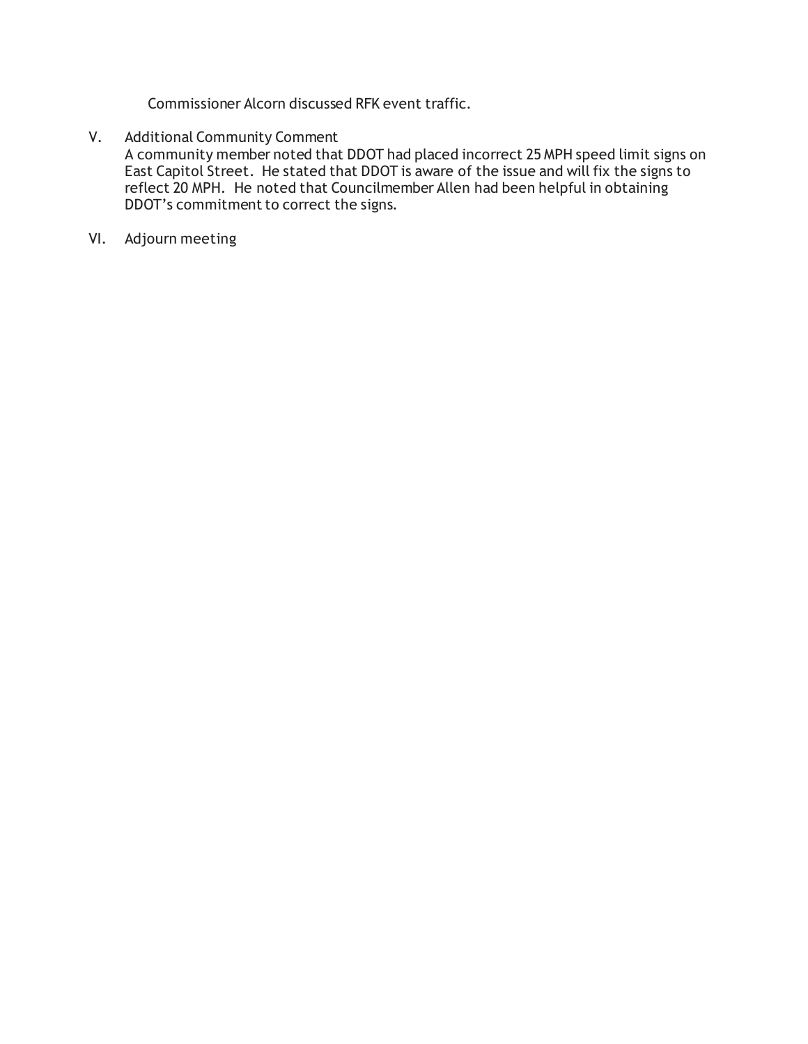Commissioner Alcorn discussed RFK event traffic.

V. Additional Community Comment
A community member noted that DDOT had placed incorrect 25 MPH speed limit signs on East Capitol Street. He stated that DDOT is aware of the issue and will fix the signs to reflect 20 MPH. He noted that Councilmember Allen had been helpful in obtaining DDOT's commitment to correct the signs.

VI. Adjourn meeting